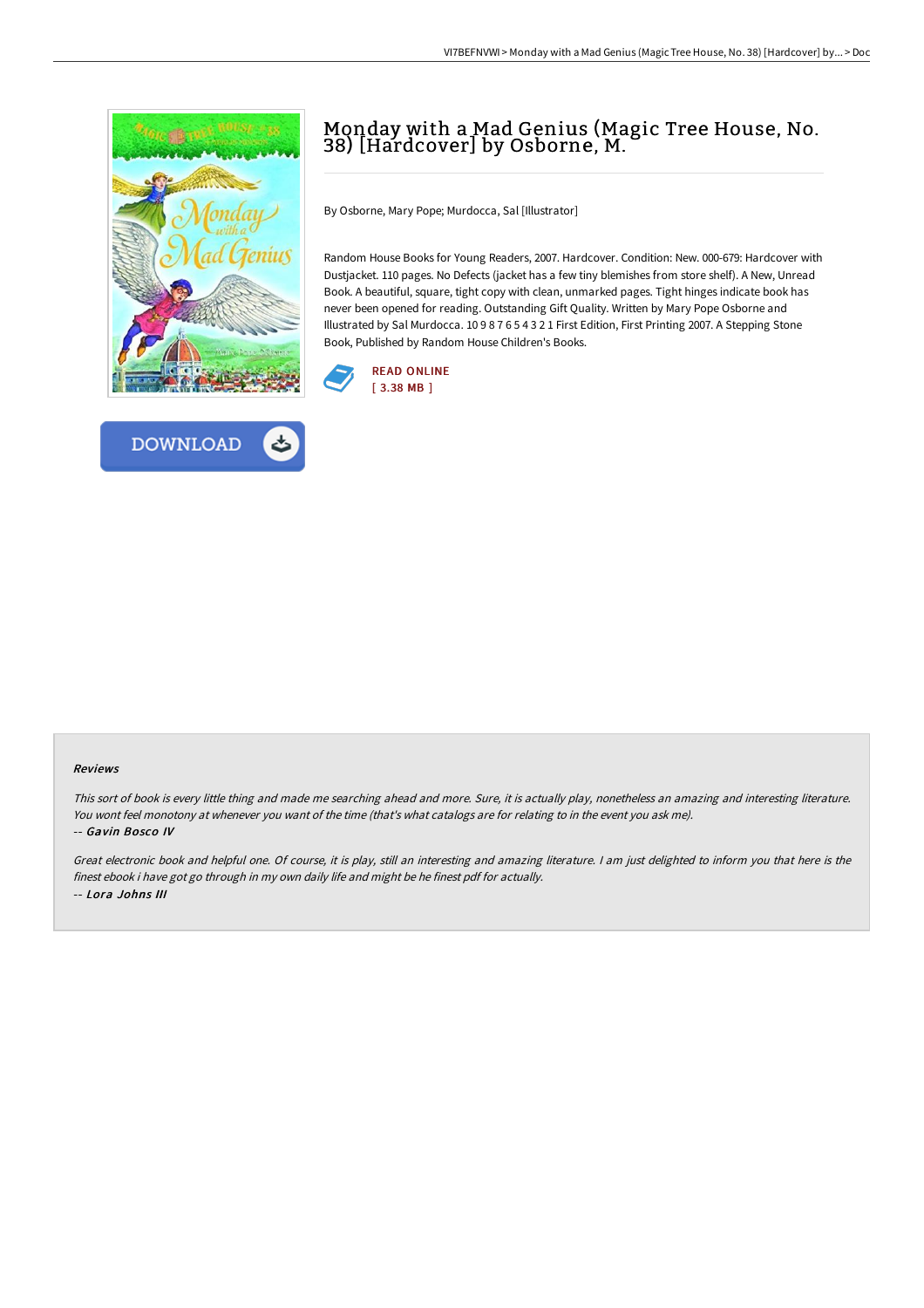# Monday with a Mad Genius (Magic Tree House, No. 38) [Hardcover] by Osborne, M.

By Osborne, Mary Pope; Murdocca, Sal [Illustrator]

Random House Books for Young Readers, 2007. Hardcover. Condition: New. 000-679: Hardcover with Dustjacket. 110 pages. No Defects (jacket has a few tiny blemishes from store shelf). A New, Unread Book. A beautiful, square, tight copy with clean, unmarked pages. Tight hinges indicate book has never been opened for reading. Outstanding Gift Quality. Written by Mary Pope Osborne and Illustrated by Sal Murdocca. 10 9 8 7 6 5 4 3 2 1 First Edition, First Printing 2007. A Stepping Stone Book, Published by Random House Children's Books.

READ ONLINE
[ 3.38 MB ]

DOWNLOAD

#### Reviews

*This sort of book is every little thing and made me searching ahead and more. Sure, it is actually play, nonetheless an amazing and interesting literature. You wont feel monotony at whenever you want of the time (that's what catalogs are for relating to in the event you ask me).*

*-- Gavin Bosco IV*

*Great electronic book and helpful one. Of course, it is play, still an interesting and amazing literature. I am just delighted to inform you that here is the finest ebook i have got go through in my own daily life and might be he finest pdf for actually.*

*-- Lora Johns III*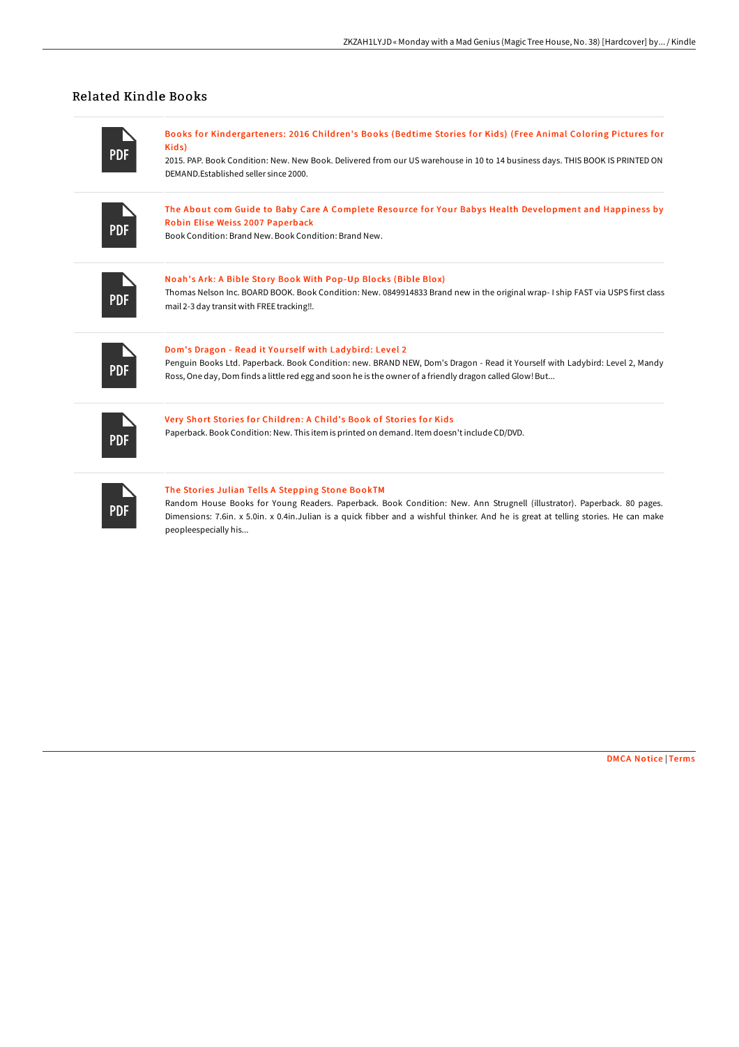## Related Kindle Books

**Books for Kindergarteners: 2016 Children's Books (Bedtime Stories for Kids) (Free Animal Coloring Pictures for Kids)**

2015. PAP. Book Condition: New. New Book. Delivered from our US warehouse in 10 to 14 business days. THIS BOOK IS PRINTED ON DEMAND.Established seller since 2000.

**The About com Guide to Baby Care A Complete Resource for Your Babys Health Development and Happiness by Robin Elise Weiss 2007 Paperback**

Book Condition: Brand New. Book Condition: Brand New.

**Noah's Ark: A Bible Story Book With Pop-Up Blocks (Bible Blox)**

Thomas Nelson Inc. BOARD BOOK. Book Condition: New. 0849914833 Brand new in the original wrap- I ship FAST via USPS first class mail 2-3 day transit with FREE tracking!!.

**Dom's Dragon - Read it Yourself with Ladybird: Level 2**

Penguin Books Ltd. Paperback. Book Condition: new. BRAND NEW, Dom's Dragon - Read it Yourself with Ladybird: Level 2, Mandy Ross, One day, Dom finds a little red egg and soon he is the owner of a friendly dragon called Glow! But...

**Very Short Stories for Children: A Child's Book of Stories for Kids**

Paperback. Book Condition: New. This item is printed on demand. Item doesn't include CD/DVD.

**The Stories Julian Tells A Stepping Stone BookTM**

Random House Books for Young Readers. Paperback. Book Condition: New. Ann Strugnell (illustrator). Paperback. 80 pages. Dimensions: 7.6in. x 5.0in. x 0.4in.Julian is a quick fibber and a wishful thinker. And he is great at telling stories. He can make peopleespecially his...

DMCA Notice | Terms